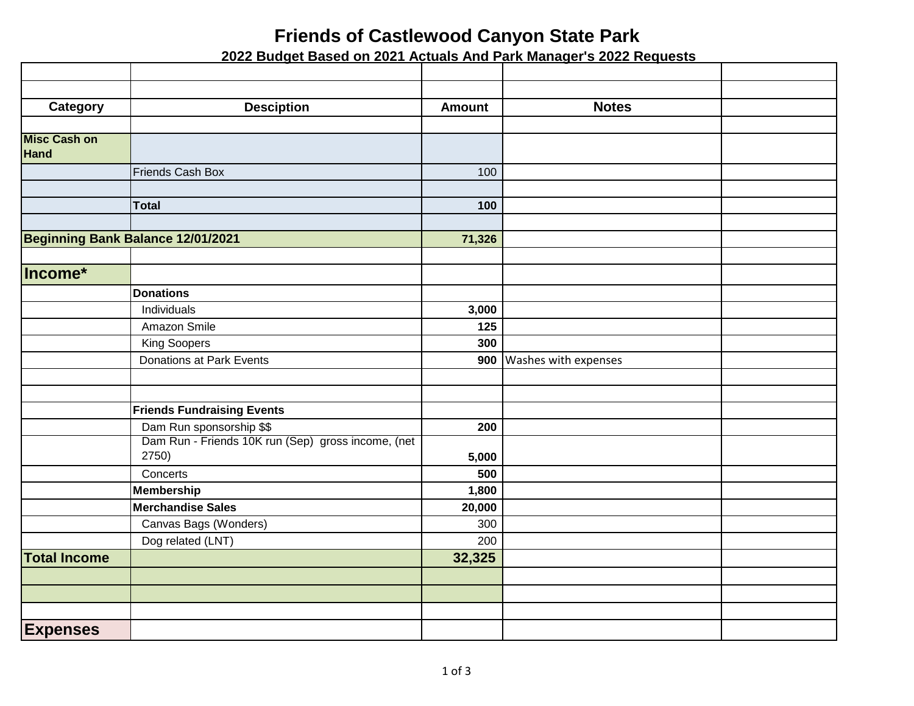# Friends of Castlewood Canyon State Park

## 2022 Budget Based on 2021 Actuals And Park Manager's 2022 Requests

| Category | Desciption | Amount | Notes | |
|---|---|---|---|---|
| **Misc Cash on Hand** | | | | |
| | Friends Cash Box | 100 | | |
| | | | | |
| | **Total** | **100** | | |
| | | | | |
| **Beginning Bank Balance 12/01/2021** | | **71,326** | | |
| | | | | |
| **Income*** | | | | |
| | **Donations** | | | |
| | Individuals | **3,000** | | |
| | Amazon Smile | **125** | | |
| | King Soopers | **300** | | |
| | Donations at Park Events | **900** | Washes with expenses | |
| | | | | |
| | | | | |
| | **Friends Fundraising Events** | | | |
| | Dam Run sponsorship $$ | **200** | | |
| | Dam Run - Friends 10K run (Sep) gross income, (net 2750) | **5,000** | | |
| | Concerts | **500** | | |
| | **Membership** | **1,800** | | |
| | **Merchandise Sales** | **20,000** | | |
| | Canvas Bags (Wonders) | 300 | | |
| | Dog related (LNT) | 200 | | |
| **Total Income** | | **32,325** | | |
| | | | | |
| | | | | |
| | | | | |
| **Expenses** | | | | |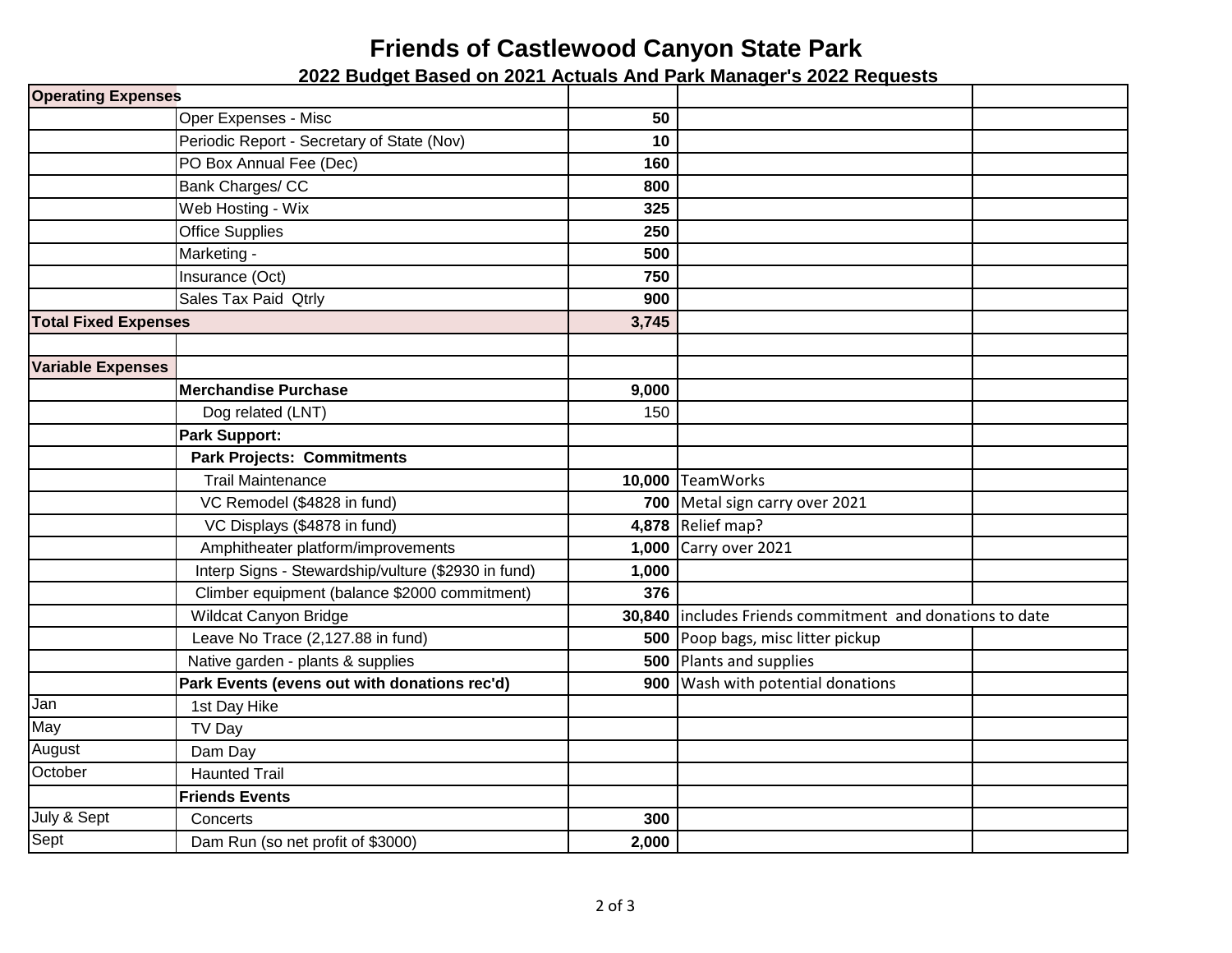# Friends of Castlewood Canyon State Park

## 2022 Budget Based on 2021 Actuals And Park Manager's 2022 Requests

| | | | | |
|---|---|---|---|---|
| **Operating Expenses** | | | | |
| | Oper Expenses - Misc | **50** | | |
| | Periodic Report - Secretary of State (Nov) | **10** | | |
| | PO Box Annual Fee (Dec) | **160** | | |
| | Bank Charges/ CC | **800** | | |
| | Web Hosting - Wix | **325** | | |
| | Office Supplies | **250** | | |
| | Marketing - | **500** | | |
| | Insurance (Oct) | **750** | | |
| | Sales Tax Paid Qtrly | **900** | | |
| **Total Fixed Expenses** | | **3,745** | | |
| | | | | |
| **Variable Expenses** | | | | |
| | **Merchandise Purchase** | **9,000** | | |
| | Dog related (LNT) | 150 | | |
| | **Park Support:** | | | |
| | **Park Projects: Commitments** | | | |
| | Trail Maintenance | **10,000** | TeamWorks | |
| | VC Remodel ($4828 in fund) | **700** | Metal sign carry over 2021 | |
| | VC Displays ($4878 in fund) | **4,878** | Relief map? | |
| | Amphitheater platform/improvements | **1,000** | Carry over 2021 | |
| | Interp Signs - Stewardship/vulture ($2930 in fund) | **1,000** | | |
| | Climber equipment (balance $2000 commitment) | **376** | | |
| | Wildcat Canyon Bridge | **30,840** | includes Friends commitment and donations to date | |
| | Leave No Trace (2,127.88 in fund) | **500** | Poop bags, misc litter pickup | |
| | Native garden - plants & supplies | **500** | Plants and supplies | |
| | **Park Events (evens out with donations rec'd)** | **900** | Wash with potential donations | |
| Jan | 1st Day Hike | | | |
| May | TV Day | | | |
| August | Dam Day | | | |
| October | Haunted Trail | | | |
| | **Friends Events** | | | |
| July & Sept | Concerts | **300** | | |
| Sept | Dam Run (so net profit of $3000) | **2,000** | | |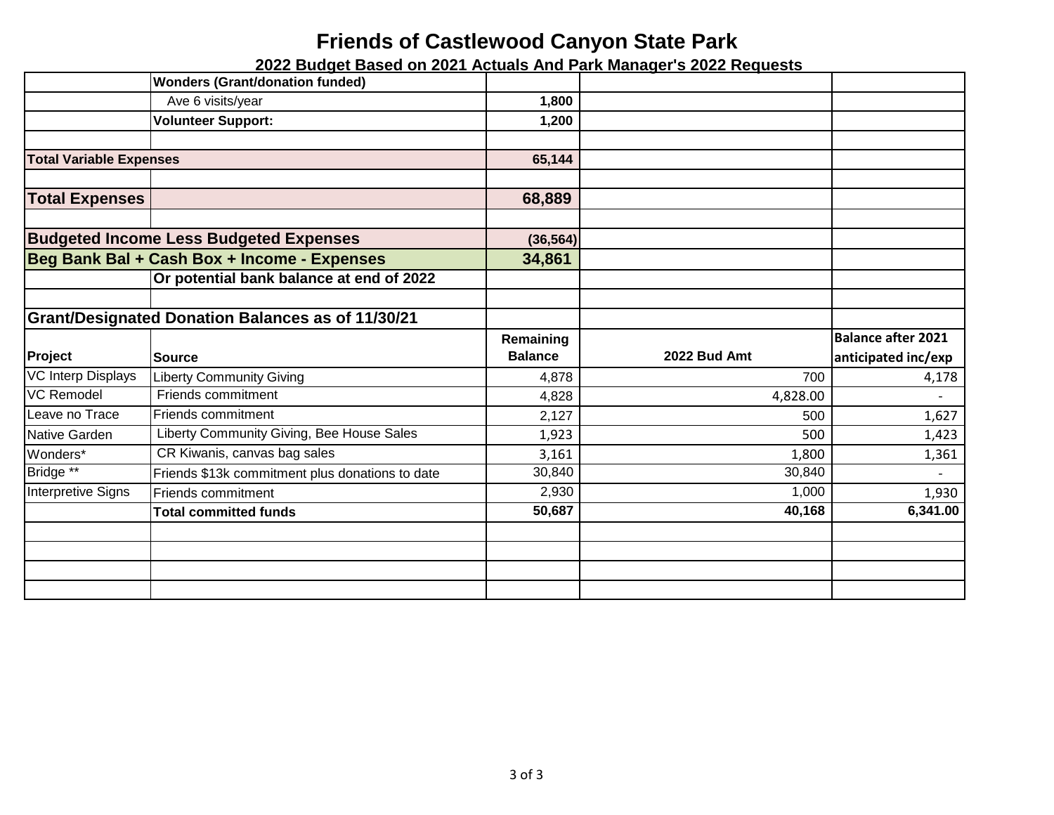# Friends of Castlewood Canyon State Park

## 2022 Budget Based on 2021 Actuals And Park Manager's 2022 Requests

| | | | | |
|---|---|---|---|---|
| | **Wonders (Grant/donation funded)** | | | |
| | Ave 6 visits/year | **1,800** | | |
| | **Volunteer Support:** | **1,200** | | |
| | | | | |
| **Total Variable Expenses** | | **65,144** | | |
| | | | | |
| **Total Expenses** | | **68,889** | | |
| | | | | |
| **Budgeted Income Less Budgeted Expenses** | | **(36,564)** | | |
| **Beg Bank Bal + Cash Box + Income - Expenses** | | **34,861** | | |
| | **Or potential bank balance at end of 2022** | | | |
| | | | | |
| **Grant/Designated Donation Balances as of 11/30/21** | | | | |
| **Project** | **Source** | **Remaining Balance** | **2022 Bud Amt** | **Balance after 2021 anticipated inc/exp** |
| VC Interp Displays | Liberty Community Giving | 4,878 | 700 | 4,178 |
| VC Remodel | Friends commitment | 4,828 | 4,828.00 | - |
| Leave no Trace | Friends commitment | 2,127 | 500 | 1,627 |
| Native Garden | Liberty Community Giving, Bee House Sales | 1,923 | 500 | 1,423 |
| Wonders* | CR Kiwanis, canvas bag sales | 3,161 | 1,800 | 1,361 |
| Bridge ** | Friends $13k commitment plus donations to date | 30,840 | 30,840 | - |
| Interpretive Signs | Friends commitment | 2,930 | 1,000 | 1,930 |
| | **Total committed funds** | **50,687** | **40,168** | **6,341.00** |